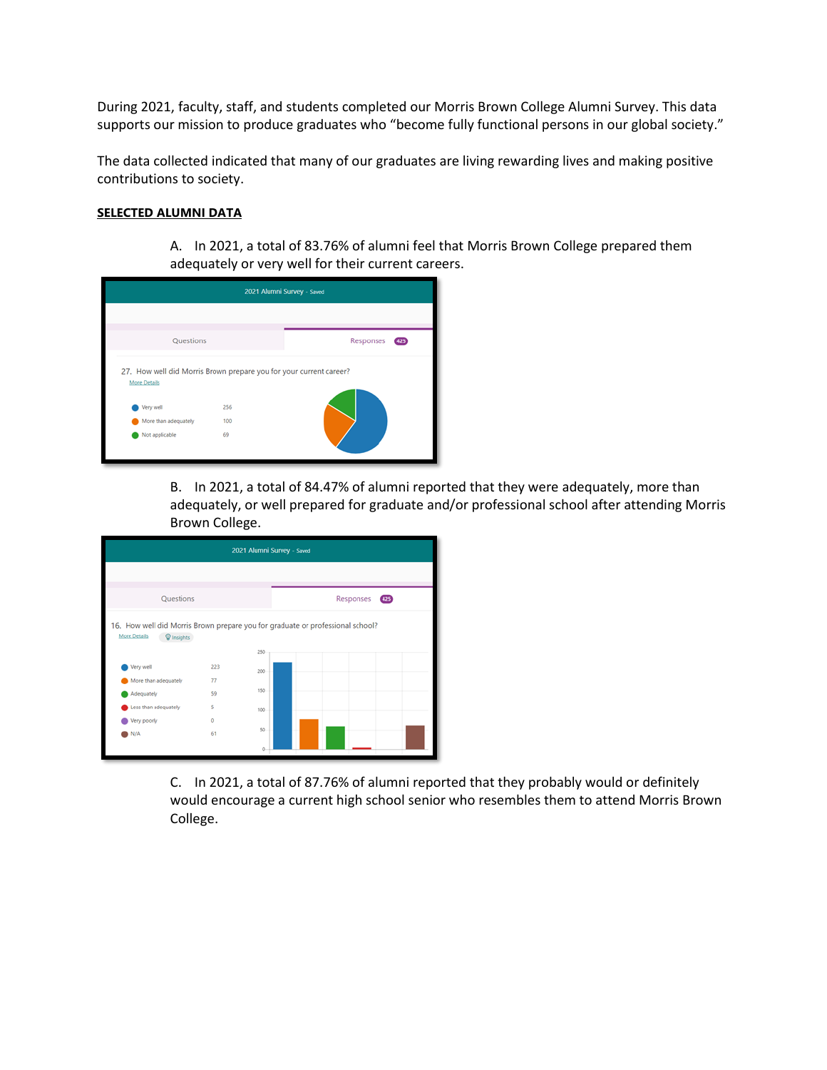During 2021, faculty, staff, and students completed our Morris Brown College Alumni Survey. This data supports our mission to produce graduates who "become fully functional persons in our global society."

The data collected indicated that many of our graduates are living rewarding lives and making positive contributions to society.

**SELECTED ALUMNI DATA**

A. In 2021, a total of 83.76% of alumni feel that Morris Brown College prepared them adequately or very well for their current careers.

2021 Alumni Survey - Saved

Questions | Responses 425

27. How well did Morris Brown prepare you for your current career?

More Details

| Response | Count |
|---|---|
| Very well | 256 |
| More than adequately | 100 |
| Not applicable | 69 |

B. In 2021, a total of 84.47% of alumni reported that they were adequately, more than adequately, or well prepared for graduate and/or professional school after attending Morris Brown College.

2021 Alumni Survey - Saved

Questions | Responses 425

16. How well did Morris Brown prepare you for graduate or professional school?

More Details | Insights

| Response | Count |
|---|---|
| Very well | 223 |
| More than adequately | 77 |
| Adequately | 59 |
| Less than adequately | 5 |
| Very poorly | 0 |
| N/A | 61 |

C. In 2021, a total of 87.76% of alumni reported that they probably would or definitely would encourage a current high school senior who resembles them to attend Morris Brown College.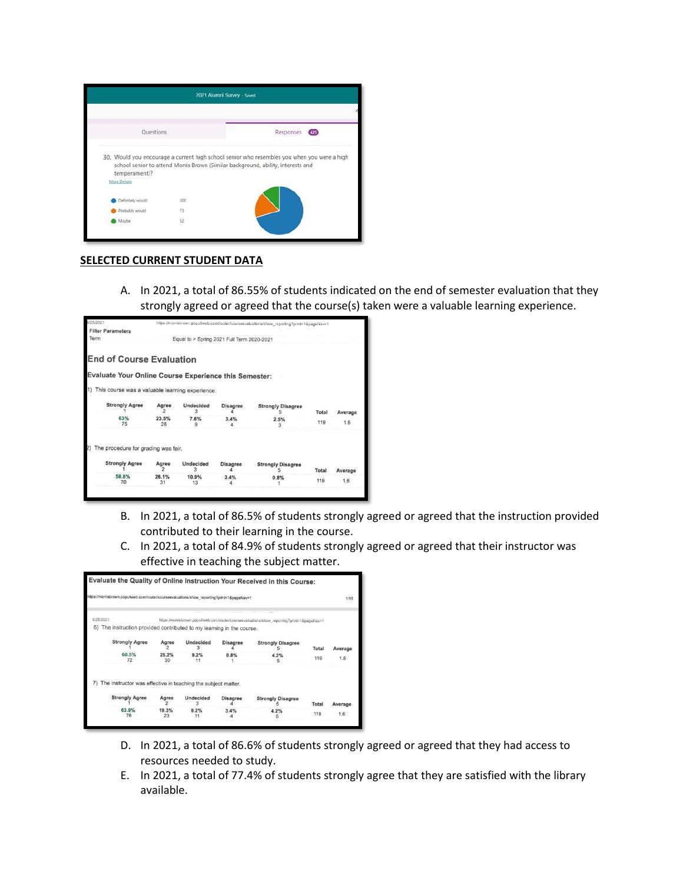2021 Alumni Survey - Saved

Questions | Responses 425

30. Would you encourage a current high school senior who resembles you when you were a high school senior to attend Morris Brown (Similar background, ability, interests and temperament)?

More Details

| Response | Count |
|---|---|
| Definitely would | 300 |
| Probably would | 73 |
| Maybe | 52 |

## SELECTED CURRENT STUDENT DATA

A. In 2021, a total of 86.55% of students indicated on the end of semester evaluation that they strongly agreed or agreed that the course(s) taken were a valuable learning experience.

Filter Parameters

Term: Equal to > Spring 2021 Full Term 2020-2021

**End of Course Evaluation**

**Evaluate Your Online Course Experience this Semester:**

1) This course was a valuable learning experience.

| Strongly Agree 1 | Agree 2 | Undecided 3 | Disagree 4 | Strongly Disagree 5 | Total | Average |
|---|---|---|---|---|---|---|
| 63% 75 | 23.5% 28 | 7.6% 9 | 3.4% 4 | 2.5% 3 | 119 | 1.6 |

2) The procedure for grading was fair.

| Strongly Agree 1 | Agree 2 | Undecided 3 | Disagree 4 | Strongly Disagree 5 | Total | Average |
|---|---|---|---|---|---|---|
| 58.8% 70 | 26.1% 31 | 10.9% 13 | 3.4% 4 | 0.8% 1 | 119 | 1.6 |

B. In 2021, a total of 86.5% of students strongly agreed or agreed that the instruction provided contributed to their learning in the course.

C. In 2021, a total of 84.9% of students strongly agreed or agreed that their instructor was effective in teaching the subject matter.

**Evaluate the Quality of Online Instruction Your Received in this Course:**

6) The instruction provided contributed to my learning in the course.

| Strongly Agree 1 | Agree 2 | Undecided 3 | Disagree 4 | Strongly Disagree 5 | Total | Average |
|---|---|---|---|---|---|---|
| 60.5% 72 | 25.2% 30 | 9.2% 11 | 0.8% 1 | 4.2% 5 | 119 | 1.6 |

7) The instructor was effective in teaching the subject matter.

| Strongly Agree 1 | Agree 2 | Undecided 3 | Disagree 4 | Strongly Disagree 5 | Total | Average |
|---|---|---|---|---|---|---|
| 63.9% 76 | 19.3% 23 | 9.2% 11 | 3.4% 4 | 4.2% 5 | 119 | 1.6 |

D. In 2021, a total of 86.6% of students strongly agreed or agreed that they had access to resources needed to study.

E. In 2021, a total of 77.4% of students strongly agree that they are satisfied with the library available.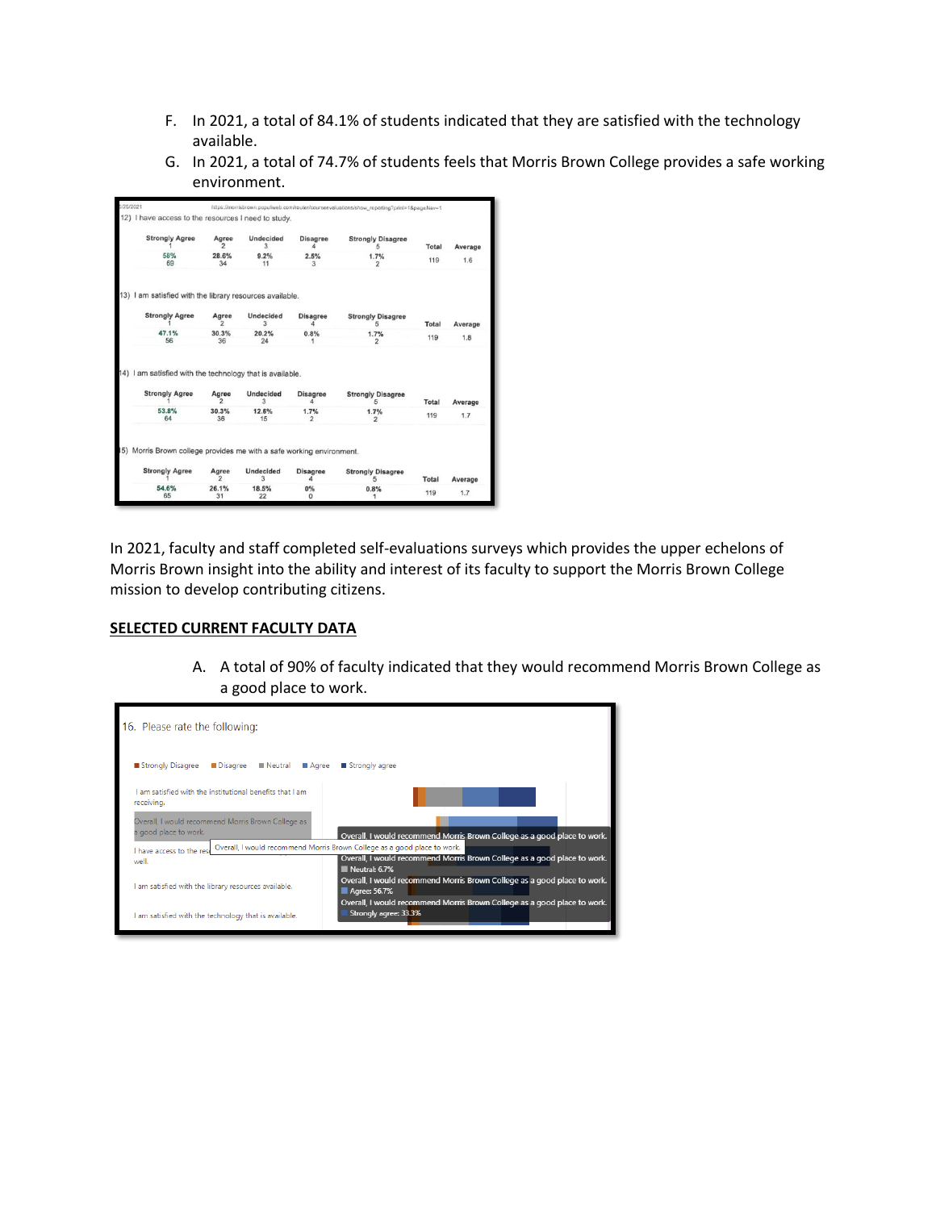F. In 2021, a total of 84.1% of students indicated that they are satisfied with the technology available.

G. In 2021, a total of 74.7% of students feels that Morris Brown College provides a safe working environment.

5/25/2021 https://morrisbrown.populiweb.com/router/courseevaluations/show_reporting?print=1&pageNav=1

12) I have access to the resources I need to study.

| Strongly Agree 1 | Agree 2 | Undecided 3 | Disagree 4 | Strongly Disagree 5 | Total | Average |
|---|---|---|---|---|---|---|
| 58% 69 | 28.6% 34 | 9.2% 11 | 2.5% 3 | 1.7% 2 | 119 | 1.6 |

13) I am satisfied with the library resources available.

| Strongly Agree 1 | Agree 2 | Undecided 3 | Disagree 4 | Strongly Disagree 5 | Total | Average |
|---|---|---|---|---|---|---|
| 47.1% 56 | 30.3% 36 | 20.2% 24 | 0.8% 1 | 1.7% 2 | 119 | 1.8 |

14) I am satisfied with the technology that is available.

| Strongly Agree 1 | Agree 2 | Undecided 3 | Disagree 4 | Strongly Disagree 5 | Total | Average |
|---|---|---|---|---|---|---|
| 53.8% 64 | 30.3% 36 | 12.6% 15 | 1.7% 2 | 1.7% 2 | 119 | 1.7 |

15) Morris Brown college provides me with a safe working environment.

| Strongly Agree 1 | Agree 2 | Undecided 3 | Disagree 4 | Strongly Disagree 5 | Total | Average |
|---|---|---|---|---|---|---|
| 54.6% 65 | 26.1% 31 | 18.5% 22 | 0% 0 | 0.8% 1 | 119 | 1.7 |

In 2021, faculty and staff completed self-evaluations surveys which provides the upper echelons of Morris Brown insight into the ability and interest of its faculty to support the Morris Brown College mission to develop contributing citizens.

**SELECTED CURRENT FACULTY DATA**

A. A total of 90% of faculty indicated that they would recommend Morris Brown College as a good place to work.

16. Please rate the following:

Strongly Disagree
Disagree
Neutral
Agree
Strongly agree

I am satisfied with the institutional benefits that I am receiving.

Overall, I would recommend Morris Brown College as a good place to work.

I have access to the resources I need to do my job well.

I am satisfied with the library resources available.

I am satisfied with the technology that is available.

Overall, I would recommend Morris Brown College as a good place to work.

Overall, I would recommend Morris Brown College as a good place to work.

Overall, I would recommend Morris Brown College as a good place to work.
Neutral: 6.7%

Overall, I would recommend Morris Brown College as a good place to work.
Agree: 56.7%

Overall, I would recommend Morris Brown College as a good place to work.
Strongly agree: 33.3%